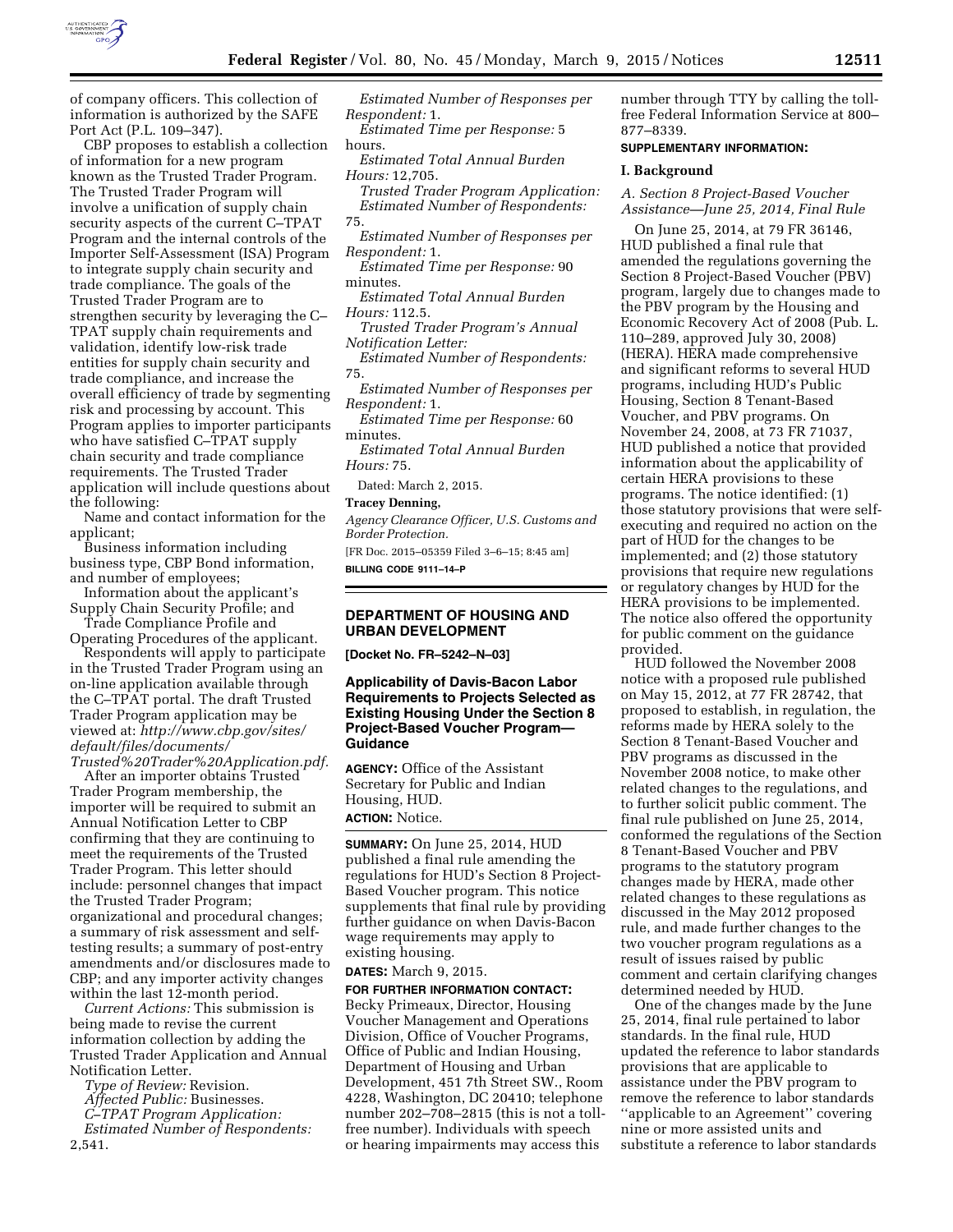of company officers. This collection of information is authorized by the SAFE Port Act (P.L. 109–347).

CBP proposes to establish a collection of information for a new program known as the Trusted Trader Program. The Trusted Trader Program will involve a unification of supply chain security aspects of the current C–TPAT Program and the internal controls of the Importer Self-Assessment (ISA) Program to integrate supply chain security and trade compliance. The goals of the Trusted Trader Program are to strengthen security by leveraging the C–TPAT supply chain requirements and validation, identify low-risk trade entities for supply chain security and trade compliance, and increase the overall efficiency of trade by segmenting risk and processing by account. This Program applies to importer participants who have satisfied C–TPAT supply chain security and trade compliance requirements. The Trusted Trader application will include questions about the following:

Name and contact information for the applicant;

Business information including business type, CBP Bond information, and number of employees;

Information about the applicant's Supply Chain Security Profile; and

Trade Compliance Profile and Operating Procedures of the applicant.

Respondents will apply to participate in the Trusted Trader Program using an on-line application available through the C–TPAT portal. The draft Trusted Trader Program application may be viewed at: *http://www.cbp.gov/sites/default/files/documents/Trusted%20Trader%20Application.pdf.*

After an importer obtains Trusted Trader Program membership, the importer will be required to submit an Annual Notification Letter to CBP confirming that they are continuing to meet the requirements of the Trusted Trader Program. This letter should include: personnel changes that impact the Trusted Trader Program; organizational and procedural changes; a summary of risk assessment and self-testing results; a summary of post-entry amendments and/or disclosures made to CBP; and any importer activity changes within the last 12-month period.

*Current Actions:* This submission is being made to revise the current information collection by adding the Trusted Trader Application and Annual Notification Letter.

*Type of Review:* Revision.

*Affected Public:* Businesses.

*C–TPAT Program Application:*

*Estimated Number of Respondents:* 2,541.

*Estimated Number of Responses per Respondent:* 1.

*Estimated Time per Response:* 5 hours.

*Estimated Total Annual Burden Hours:* 12,705.

*Trusted Trader Program Application:*

*Estimated Number of Respondents:* 75.

*Estimated Number of Responses per Respondent:* 1.

*Estimated Time per Response:* 90 minutes.

*Estimated Total Annual Burden Hours:* 112.5.

*Trusted Trader Program's Annual Notification Letter:*

*Estimated Number of Respondents:* 75.

*Estimated Number of Responses per Respondent:* 1.

*Estimated Time per Response:* 60 minutes.

*Estimated Total Annual Burden Hours:* 75.

Dated: March 2, 2015.

**Tracey Denning,**

*Agency Clearance Officer, U.S. Customs and Border Protection.*

[FR Doc. 2015–05359 Filed 3–6–15; 8:45 am]

**BILLING CODE 9111–14–P**

## DEPARTMENT OF HOUSING AND URBAN DEVELOPMENT

**[Docket No. FR–5242–N–03]**

### Applicability of Davis-Bacon Labor Requirements to Projects Selected as Existing Housing Under the Section 8 Project-Based Voucher Program—Guidance

**AGENCY:** Office of the Assistant Secretary for Public and Indian Housing, HUD.

**ACTION:** Notice.

**SUMMARY:** On June 25, 2014, HUD published a final rule amending the regulations for HUD's Section 8 Project-Based Voucher program. This notice supplements that final rule by providing further guidance on when Davis-Bacon wage requirements may apply to existing housing.

**DATES:** March 9, 2015.

**FOR FURTHER INFORMATION CONTACT:** Becky Primeaux, Director, Housing Voucher Management and Operations Division, Office of Voucher Programs, Office of Public and Indian Housing, Department of Housing and Urban Development, 451 7th Street SW., Room 4228, Washington, DC 20410; telephone number 202–708–2815 (this is not a toll-free number). Individuals with speech or hearing impairments may access this number through TTY by calling the toll-free Federal Information Service at 800–877–8339.

**SUPPLEMENTARY INFORMATION:**

#### I. Background

*A. Section 8 Project-Based Voucher Assistance—June 25, 2014, Final Rule*

On June 25, 2014, at 79 FR 36146, HUD published a final rule that amended the regulations governing the Section 8 Project-Based Voucher (PBV) program, largely due to changes made to the PBV program by the Housing and Economic Recovery Act of 2008 (Pub. L. 110–289, approved July 30, 2008) (HERA). HERA made comprehensive and significant reforms to several HUD programs, including HUD's Public Housing, Section 8 Tenant-Based Voucher, and PBV programs. On November 24, 2008, at 73 FR 71037, HUD published a notice that provided information about the applicability of certain HERA provisions to these programs. The notice identified: (1) those statutory provisions that were self-executing and required no action on the part of HUD for the changes to be implemented; and (2) those statutory provisions that require new regulations or regulatory changes by HUD for the HERA provisions to be implemented. The notice also offered the opportunity for public comment on the guidance provided.

HUD followed the November 2008 notice with a proposed rule published on May 15, 2012, at 77 FR 28742, that proposed to establish, in regulation, the reforms made by HERA solely to the Section 8 Tenant-Based Voucher and PBV programs as discussed in the November 2008 notice, to make other related changes to the regulations, and to further solicit public comment. The final rule published on June 25, 2014, conformed the regulations of the Section 8 Tenant-Based Voucher and PBV programs to the statutory program changes made by HERA, made other related changes to these regulations as discussed in the May 2012 proposed rule, and made further changes to the two voucher program regulations as a result of issues raised by public comment and certain clarifying changes determined needed by HUD.

One of the changes made by the June 25, 2014, final rule pertained to labor standards. In the final rule, HUD updated the reference to labor standards provisions that are applicable to assistance under the PBV program to remove the reference to labor standards "applicable to an Agreement" covering nine or more assisted units and substitute a reference to labor standards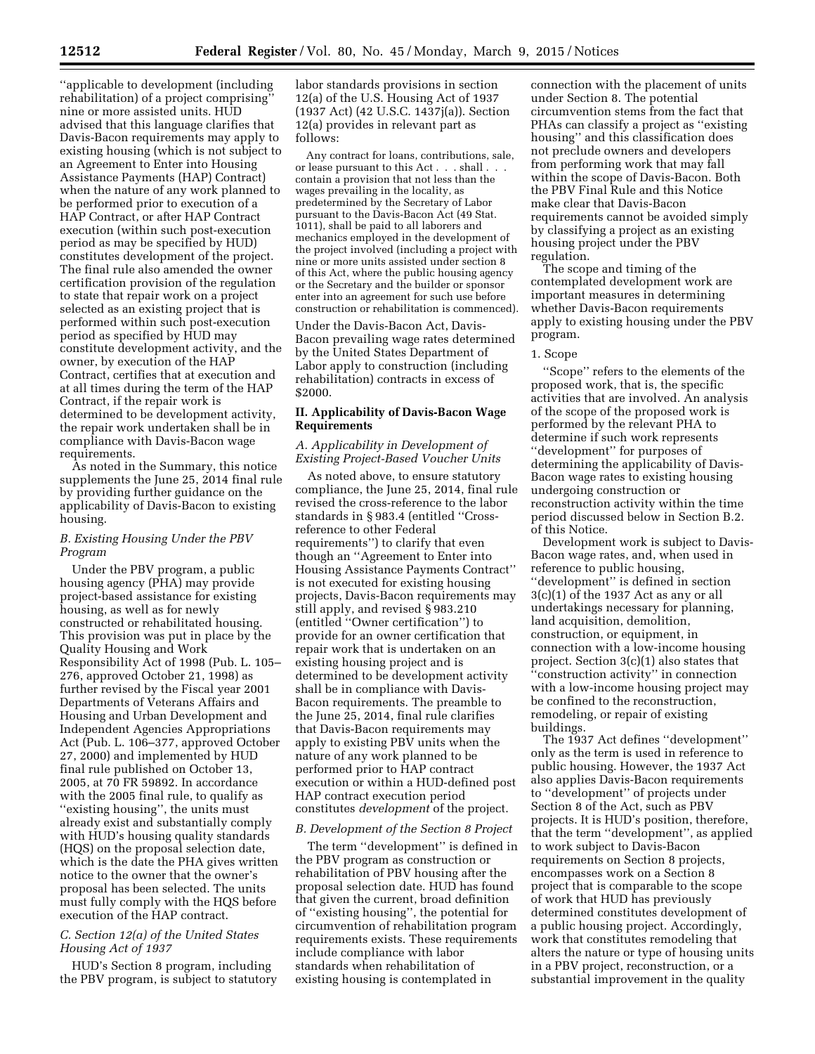''applicable to development (including rehabilitation) of a project comprising'' nine or more assisted units. HUD advised that this language clarifies that Davis-Bacon requirements may apply to existing housing (which is not subject to an Agreement to Enter into Housing Assistance Payments (HAP) Contract) when the nature of any work planned to be performed prior to execution of a HAP Contract, or after HAP Contract execution (within such post-execution period as may be specified by HUD) constitutes development of the project. The final rule also amended the owner certification provision of the regulation to state that repair work on a project selected as an existing project that is performed within such post-execution period as specified by HUD may constitute development activity, and the owner, by execution of the HAP Contract, certifies that at execution and at all times during the term of the HAP Contract, if the repair work is determined to be development activity, the repair work undertaken shall be in compliance with Davis-Bacon wage requirements.

As noted in the Summary, this notice supplements the June 25, 2014 final rule by providing further guidance on the applicability of Davis-Bacon to existing housing.

### *B. Existing Housing Under the PBV Program*

Under the PBV program, a public housing agency (PHA) may provide project-based assistance for existing housing, as well as for newly constructed or rehabilitated housing. This provision was put in place by the Quality Housing and Work Responsibility Act of 1998 (Pub. L. 105–276, approved October 21, 1998) as further revised by the Fiscal year 2001 Departments of Veterans Affairs and Housing and Urban Development and Independent Agencies Appropriations Act (Pub. L. 106–377, approved October 27, 2000) and implemented by HUD final rule published on October 13, 2005, at 70 FR 59892. In accordance with the 2005 final rule, to qualify as ''existing housing'', the units must already exist and substantially comply with HUD's housing quality standards (HQS) on the proposal selection date, which is the date the PHA gives written notice to the owner that the owner's proposal has been selected. The units must fully comply with the HQS before execution of the HAP contract.

### *C. Section 12(a) of the United States Housing Act of 1937*

HUD's Section 8 program, including the PBV program, is subject to statutory labor standards provisions in section 12(a) of the U.S. Housing Act of 1937 (1937 Act) (42 U.S.C. 1437j(a)). Section 12(a) provides in relevant part as follows:

> Any contract for loans, contributions, sale, or lease pursuant to this Act . . . shall . . . contain a provision that not less than the wages prevailing in the locality, as predetermined by the Secretary of Labor pursuant to the Davis-Bacon Act (49 Stat. 1011), shall be paid to all laborers and mechanics employed in the development of the project involved (including a project with nine or more units assisted under section 8 of this Act, where the public housing agency or the Secretary and the builder or sponsor enter into an agreement for such use before construction or rehabilitation is commenced).

Under the Davis-Bacon Act, Davis-Bacon prevailing wage rates determined by the United States Department of Labor apply to construction (including rehabilitation) contracts in excess of $2000.

## II. Applicability of Davis-Bacon Wage Requirements

### *A. Applicability in Development of Existing Project-Based Voucher Units*

As noted above, to ensure statutory compliance, the June 25, 2014, final rule revised the cross-reference to the labor standards in § 983.4 (entitled ''Cross-reference to other Federal requirements'') to clarify that even though an ''Agreement to Enter into Housing Assistance Payments Contract'' is not executed for existing housing projects, Davis-Bacon requirements may still apply, and revised § 983.210 (entitled ''Owner certification'') to provide for an owner certification that repair work that is undertaken on an existing housing project and is determined to be development activity shall be in compliance with Davis-Bacon requirements. The preamble to the June 25, 2014, final rule clarifies that Davis-Bacon requirements may apply to existing PBV units when the nature of any work planned to be performed prior to HAP contract execution or within a HUD-defined post HAP contract execution period constitutes *development* of the project.

### *B. Development of the Section 8 Project*

The term ''development'' is defined in the PBV program as construction or rehabilitation of PBV housing after the proposal selection date. HUD has found that given the current, broad definition of ''existing housing'', the potential for circumvention of rehabilitation program requirements exists. These requirements include compliance with labor standards when rehabilitation of existing housing is contemplated in connection with the placement of units under Section 8. The potential circumvention stems from the fact that PHAs can classify a project as ''existing housing'' and this classification does not preclude owners and developers from performing work that may fall within the scope of Davis-Bacon. Both the PBV Final Rule and this Notice make clear that Davis-Bacon requirements cannot be avoided simply by classifying a project as an existing housing project under the PBV regulation.

The scope and timing of the contemplated development work are important measures in determining whether Davis-Bacon requirements apply to existing housing under the PBV program.

#### 1. Scope

''Scope'' refers to the elements of the proposed work, that is, the specific activities that are involved. An analysis of the scope of the proposed work is performed by the relevant PHA to determine if such work represents ''development'' for purposes of determining the applicability of Davis-Bacon wage rates to existing housing undergoing construction or reconstruction activity within the time period discussed below in Section B.2. of this Notice.

Development work is subject to Davis-Bacon wage rates, and, when used in reference to public housing, ''development'' is defined in section 3(c)(1) of the 1937 Act as any or all undertakings necessary for planning, land acquisition, demolition, construction, or equipment, in connection with a low-income housing project. Section 3(c)(1) also states that ''construction activity'' in connection with a low-income housing project may be confined to the reconstruction, remodeling, or repair of existing buildings.

The 1937 Act defines ''development'' only as the term is used in reference to public housing. However, the 1937 Act also applies Davis-Bacon requirements to ''development'' of projects under Section 8 of the Act, such as PBV projects. It is HUD's position, therefore, that the term ''development'', as applied to work subject to Davis-Bacon requirements on Section 8 projects, encompasses work on a Section 8 project that is comparable to the scope of work that HUD has previously determined constitutes development of a public housing project. Accordingly, work that constitutes remodeling that alters the nature or type of housing units in a PBV project, reconstruction, or a substantial improvement in the quality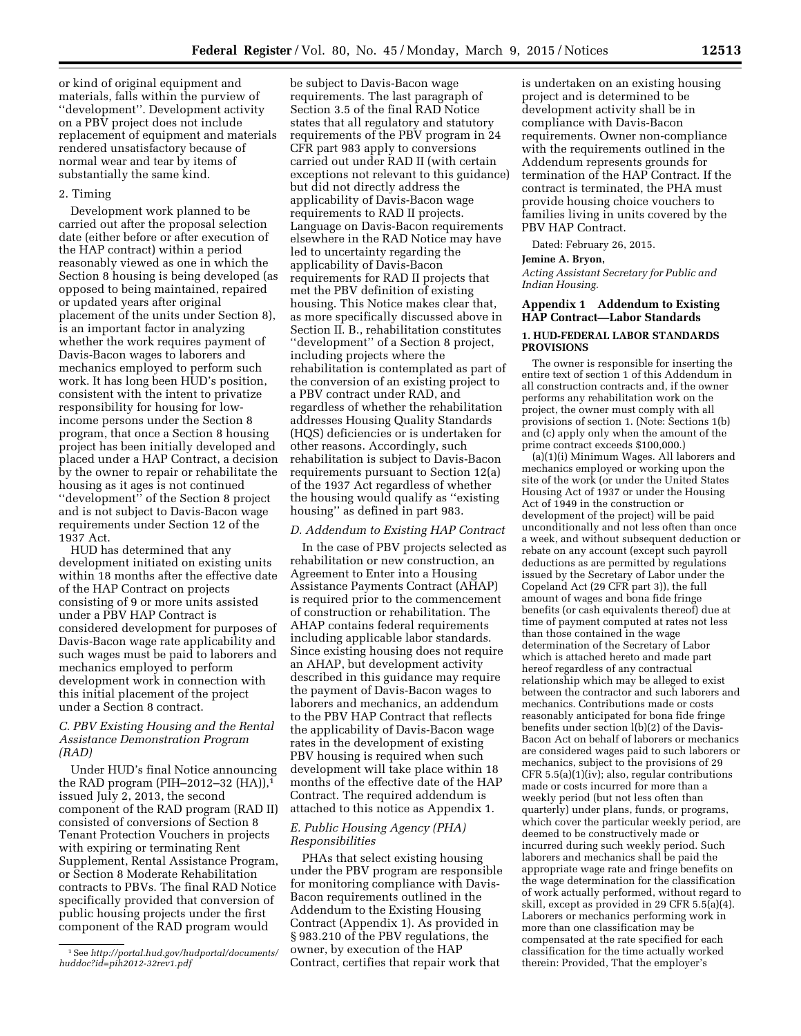or kind of original equipment and materials, falls within the purview of ''development''. Development activity on a PBV project does not include replacement of equipment and materials rendered unsatisfactory because of normal wear and tear by items of substantially the same kind.

2. Timing

Development work planned to be carried out after the proposal selection date (either before or after execution of the HAP contract) within a period reasonably viewed as one in which the Section 8 housing is being developed (as opposed to being maintained, repaired or updated years after original placement of the units under Section 8), is an important factor in analyzing whether the work requires payment of Davis-Bacon wages to laborers and mechanics employed to perform such work. It has long been HUD's position, consistent with the intent to privatize responsibility for housing for low-income persons under the Section 8 program, that once a Section 8 housing project has been initially developed and placed under a HAP Contract, a decision by the owner to repair or rehabilitate the housing as it ages is not continued ''development'' of the Section 8 project and is not subject to Davis-Bacon wage requirements under Section 12 of the 1937 Act.

HUD has determined that any development initiated on existing units within 18 months after the effective date of the HAP Contract on projects consisting of 9 or more units assisted under a PBV HAP Contract is considered development for purposes of Davis-Bacon wage rate applicability and such wages must be paid to laborers and mechanics employed to perform development work in connection with this initial placement of the project under a Section 8 contract.

### *C. PBV Existing Housing and the Rental Assistance Demonstration Program (RAD)*

Under HUD's final Notice announcing the RAD program (PIH–2012–32 (HA)),[1] issued July 2, 2013, the second component of the RAD program (RAD II) consisted of conversions of Section 8 Tenant Protection Vouchers in projects with expiring or terminating Rent Supplement, Rental Assistance Program, or Section 8 Moderate Rehabilitation contracts to PBVs. The final RAD Notice specifically provided that conversion of public housing projects under the first component of the RAD program would be subject to Davis-Bacon wage requirements. The last paragraph of Section 3.5 of the final RAD Notice states that all regulatory and statutory requirements of the PBV program in 24 CFR part 983 apply to conversions carried out under RAD II (with certain exceptions not relevant to this guidance) but did not directly address the applicability of Davis-Bacon wage requirements to RAD II projects. Language on Davis-Bacon requirements elsewhere in the RAD Notice may have led to uncertainty regarding the applicability of Davis-Bacon requirements for RAD II projects that met the PBV definition of existing housing. This Notice makes clear that, as more specifically discussed above in Section II. B., rehabilitation constitutes ''development'' of a Section 8 project, including projects where the rehabilitation is contemplated as part of the conversion of an existing project to a PBV contract under RAD, and regardless of whether the rehabilitation addresses Housing Quality Standards (HQS) deficiencies or is undertaken for other reasons. Accordingly, such rehabilitation is subject to Davis-Bacon requirements pursuant to Section 12(a) of the 1937 Act regardless of whether the housing would qualify as ''existing housing'' as defined in part 983.

### *D. Addendum to Existing HAP Contract*

In the case of PBV projects selected as rehabilitation or new construction, an Agreement to Enter into a Housing Assistance Payments Contract (AHAP) is required prior to the commencement of construction or rehabilitation. The AHAP contains federal requirements including applicable labor standards. Since existing housing does not require an AHAP, but development activity described in this guidance may require the payment of Davis-Bacon wages to laborers and mechanics, an addendum to the PBV HAP Contract that reflects the applicability of Davis-Bacon wage rates in the development of existing PBV housing is required when such development will take place within 18 months of the effective date of the HAP Contract. The required addendum is attached to this notice as Appendix 1.

### *E. Public Housing Agency (PHA) Responsibilities*

PHAs that select existing housing under the PBV program are responsible for monitoring compliance with Davis-Bacon requirements outlined in the Addendum to the Existing Housing Contract (Appendix 1). As provided in § 983.210 of the PBV regulations, the owner, by execution of the HAP Contract, certifies that repair work that is undertaken on an existing housing project and is determined to be development activity shall be in compliance with Davis-Bacon requirements. Owner non-compliance with the requirements outlined in the Addendum represents grounds for termination of the HAP Contract. If the contract is terminated, the PHA must provide housing choice vouchers to families living in units covered by the PBV HAP Contract.

Dated: February 26, 2015.

**Jemine A. Bryon,**

*Acting Assistant Secretary for Public and Indian Housing.*

## Appendix 1 Addendum to Existing HAP Contract—Labor Standards

### 1. HUD-FEDERAL LABOR STANDARDS PROVISIONS

The owner is responsible for inserting the entire text of section 1 of this Addendum in all construction contracts and, if the owner performs any rehabilitation work on the project, the owner must comply with all provisions of section 1. (Note: Sections 1(b) and (c) apply only when the amount of the prime contract exceeds $100,000.)

(a)(1)(i) Minimum Wages. All laborers and mechanics employed or working upon the site of the work (or under the United States Housing Act of 1937 or under the Housing Act of 1949 in the construction or development of the project) will be paid unconditionally and not less often than once a week, and without subsequent deduction or rebate on any account (except such payroll deductions as are permitted by regulations issued by the Secretary of Labor under the Copeland Act (29 CFR part 3)), the full amount of wages and bona fide fringe benefits (or cash equivalents thereof) due at time of payment computed at rates not less than those contained in the wage determination of the Secretary of Labor which is attached hereto and made part hereof regardless of any contractual relationship which may be alleged to exist between the contractor and such laborers and mechanics. Contributions made or costs reasonably anticipated for bona fide fringe benefits under section l(b)(2) of the Davis-Bacon Act on behalf of laborers or mechanics are considered wages paid to such laborers or mechanics, subject to the provisions of 29 CFR 5.5(a)(1)(iv); also, regular contributions made or costs incurred for more than a weekly period (but not less often than quarterly) under plans, funds, or programs, which cover the particular weekly period, are deemed to be constructively made or incurred during such weekly period. Such laborers and mechanics shall be paid the appropriate wage rate and fringe benefits on the wage determination for the classification of work actually performed, without regard to skill, except as provided in 29 CFR 5.5(a)(4). Laborers or mechanics performing work in more than one classification may be compensated at the rate specified for each classification for the time actually worked therein: Provided, That the employer's

[1] See *http://portal.hud.gov/hudportal/documents/huddoc?id=pih2012-32rev1.pdf*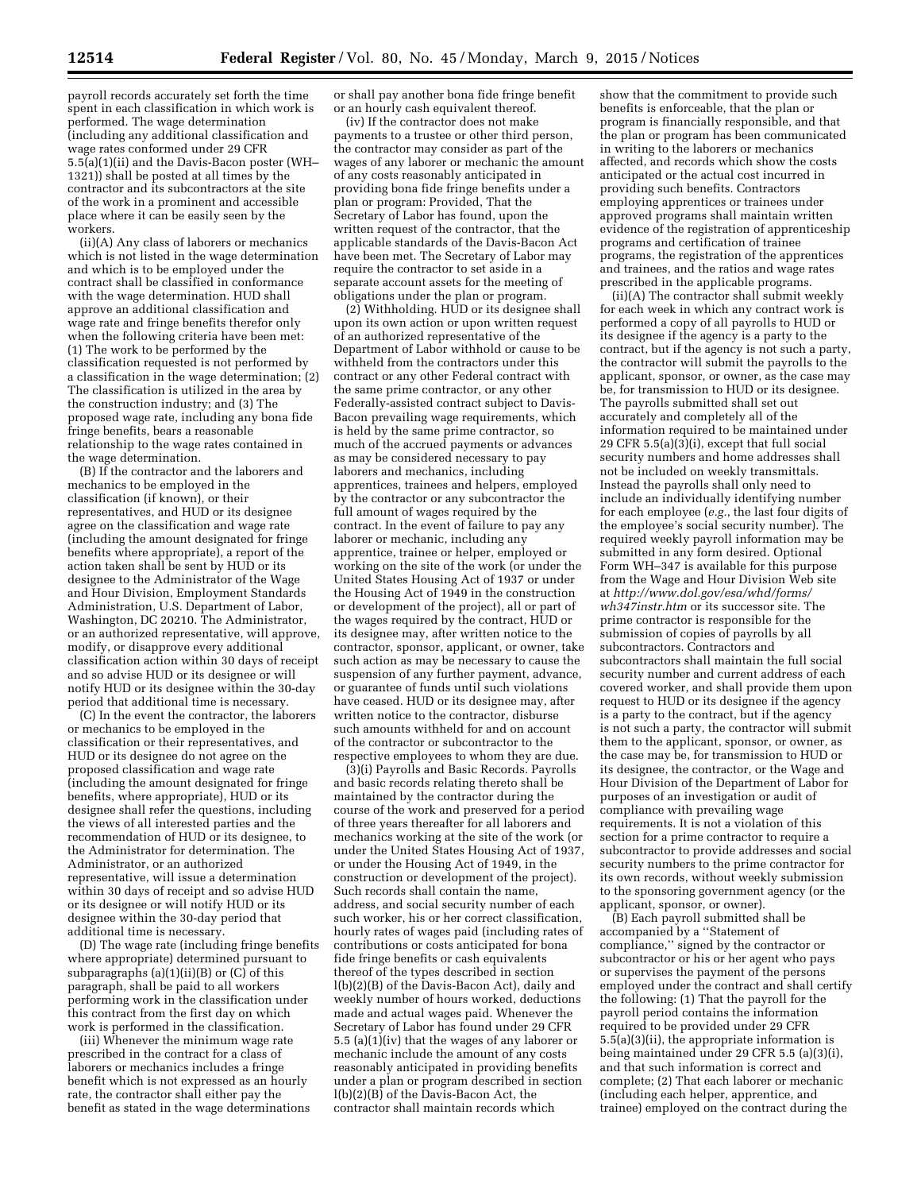payroll records accurately set forth the time spent in each classification in which work is performed. The wage determination (including any additional classification and wage rates conformed under 29 CFR 5.5(a)(1)(ii) and the Davis-Bacon poster (WH–1321)) shall be posted at all times by the contractor and its subcontractors at the site of the work in a prominent and accessible place where it can be easily seen by the workers.

(ii)(A) Any class of laborers or mechanics which is not listed in the wage determination and which is to be employed under the contract shall be classified in conformance with the wage determination. HUD shall approve an additional classification and wage rate and fringe benefits therefor only when the following criteria have been met: (1) The work to be performed by the classification requested is not performed by a classification in the wage determination; (2) The classification is utilized in the area by the construction industry; and (3) The proposed wage rate, including any bona fide fringe benefits, bears a reasonable relationship to the wage rates contained in the wage determination.

(B) If the contractor and the laborers and mechanics to be employed in the classification (if known), or their representatives, and HUD or its designee agree on the classification and wage rate (including the amount designated for fringe benefits where appropriate), a report of the action taken shall be sent by HUD or its designee to the Administrator of the Wage and Hour Division, Employment Standards Administration, U.S. Department of Labor, Washington, DC 20210. The Administrator, or an authorized representative, will approve, modify, or disapprove every additional classification action within 30 days of receipt and so advise HUD or its designee or will notify HUD or its designee within the 30-day period that additional time is necessary.

(C) In the event the contractor, the laborers or mechanics to be employed in the classification or their representatives, and HUD or its designee do not agree on the proposed classification and wage rate (including the amount designated for fringe benefits, where appropriate), HUD or its designee shall refer the questions, including the views of all interested parties and the recommendation of HUD or its designee, to the Administrator for determination. The Administrator, or an authorized representative, will issue a determination within 30 days of receipt and so advise HUD or its designee or will notify HUD or its designee within the 30-day period that additional time is necessary.

(D) The wage rate (including fringe benefits where appropriate) determined pursuant to subparagraphs (a)(1)(ii)(B) or (C) of this paragraph, shall be paid to all workers performing work in the classification under this contract from the first day on which work is performed in the classification.

(iii) Whenever the minimum wage rate prescribed in the contract for a class of laborers or mechanics includes a fringe benefit which is not expressed as an hourly rate, the contractor shall either pay the benefit as stated in the wage determinations or shall pay another bona fide fringe benefit or an hourly cash equivalent thereof.

(iv) If the contractor does not make payments to a trustee or other third person, the contractor may consider as part of the wages of any laborer or mechanic the amount of any costs reasonably anticipated in providing bona fide fringe benefits under a plan or program: Provided, That the Secretary of Labor has found, upon the written request of the contractor, that the applicable standards of the Davis-Bacon Act have been met. The Secretary of Labor may require the contractor to set aside in a separate account assets for the meeting of obligations under the plan or program.

(2) Withholding. HUD or its designee shall upon its own action or upon written request of an authorized representative of the Department of Labor withhold or cause to be withheld from the contractors under this contract or any other Federal contract with the same prime contractor, or any other Federally-assisted contract subject to Davis-Bacon prevailing wage requirements, which is held by the same prime contractor, so much of the accrued payments or advances as may be considered necessary to pay laborers and mechanics, including apprentices, trainees and helpers, employed by the contractor or any subcontractor the full amount of wages required by the contract. In the event of failure to pay any laborer or mechanic, including any apprentice, trainee or helper, employed or working on the site of the work (or under the United States Housing Act of 1937 or under the Housing Act of 1949 in the construction or development of the project), all or part of the wages required by the contract, HUD or its designee may, after written notice to the contractor, sponsor, applicant, or owner, take such action as may be necessary to cause the suspension of any further payment, advance, or guarantee of funds until such violations have ceased. HUD or its designee may, after written notice to the contractor, disburse such amounts withheld for and on account of the contractor or subcontractor to the respective employees to whom they are due.

(3)(i) Payrolls and Basic Records. Payrolls and basic records relating thereto shall be maintained by the contractor during the course of the work and preserved for a period of three years thereafter for all laborers and mechanics working at the site of the work (or under the United States Housing Act of 1937, or under the Housing Act of 1949, in the construction or development of the project). Such records shall contain the name, address, and social security number of each such worker, his or her correct classification, hourly rates of wages paid (including rates of contributions or costs anticipated for bona fide fringe benefits or cash equivalents thereof of the types described in section l(b)(2)(B) of the Davis-Bacon Act), daily and weekly number of hours worked, deductions made and actual wages paid. Whenever the Secretary of Labor has found under 29 CFR 5.5 (a)(1)(iv) that the wages of any laborer or mechanic include the amount of any costs reasonably anticipated in providing benefits under a plan or program described in section l(b)(2)(B) of the Davis-Bacon Act, the contractor shall maintain records which show that the commitment to provide such benefits is enforceable, that the plan or program is financially responsible, and that the plan or program has been communicated in writing to the laborers or mechanics affected, and records which show the costs anticipated or the actual cost incurred in providing such benefits. Contractors employing apprentices or trainees under approved programs shall maintain written evidence of the registration of apprenticeship programs and certification of trainee programs, the registration of the apprentices and trainees, and the ratios and wage rates prescribed in the applicable programs.

(ii)(A) The contractor shall submit weekly for each week in which any contract work is performed a copy of all payrolls to HUD or its designee if the agency is a party to the contract, but if the agency is not such a party, the contractor will submit the payrolls to the applicant, sponsor, or owner, as the case may be, for transmission to HUD or its designee. The payrolls submitted shall set out accurately and completely all of the information required to be maintained under 29 CFR 5.5(a)(3)(i), except that full social security numbers and home addresses shall not be included on weekly transmittals. Instead the payrolls shall only need to include an individually identifying number for each employee (*e.g.*, the last four digits of the employee's social security number). The required weekly payroll information may be submitted in any form desired. Optional Form WH–347 is available for this purpose from the Wage and Hour Division Web site at *http://www.dol.gov/esa/whd/forms/wh347instr.htm* or its successor site. The prime contractor is responsible for the submission of copies of payrolls by all subcontractors. Contractors and subcontractors shall maintain the full social security number and current address of each covered worker, and shall provide them upon request to HUD or its designee if the agency is a party to the contract, but if the agency is not such a party, the contractor will submit them to the applicant, sponsor, or owner, as the case may be, for transmission to HUD or its designee, the contractor, or the Wage and Hour Division of the Department of Labor for purposes of an investigation or audit of compliance with prevailing wage requirements. It is not a violation of this section for a prime contractor to require a subcontractor to provide addresses and social security numbers to the prime contractor for its own records, without weekly submission to the sponsoring government agency (or the applicant, sponsor, or owner).

(B) Each payroll submitted shall be accompanied by a ''Statement of compliance,'' signed by the contractor or subcontractor or his or her agent who pays or supervises the payment of the persons employed under the contract and shall certify the following: (1) That the payroll for the payroll period contains the information required to be provided under 29 CFR 5.5(a)(3)(ii), the appropriate information is being maintained under 29 CFR 5.5 (a)(3)(i), and that such information is correct and complete; (2) That each laborer or mechanic (including each helper, apprentice, and trainee) employed on the contract during the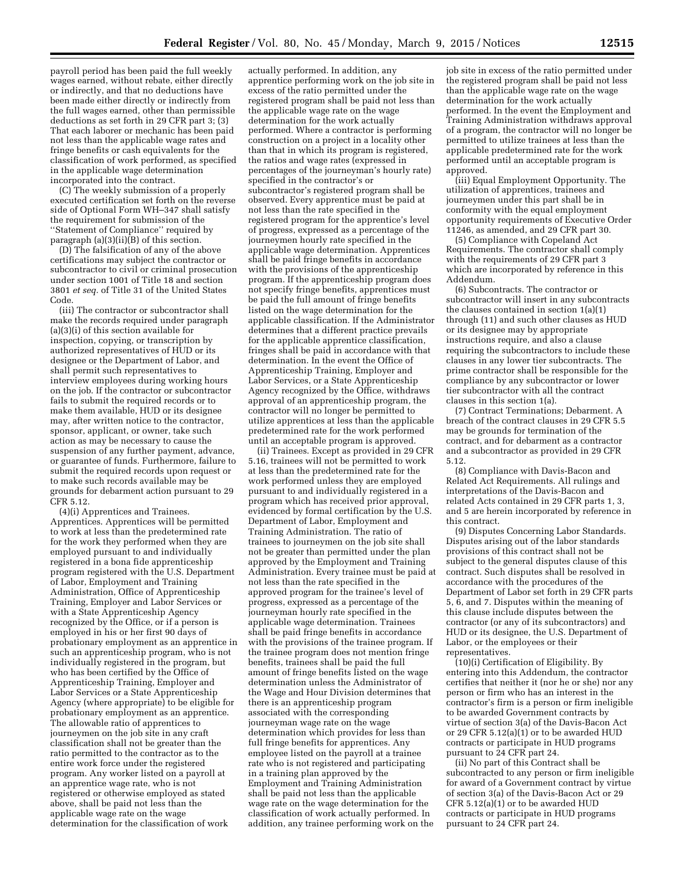payroll period has been paid the full weekly wages earned, without rebate, either directly or indirectly, and that no deductions have been made either directly or indirectly from the full wages earned, other than permissible deductions as set forth in 29 CFR part 3; (3) That each laborer or mechanic has been paid not less than the applicable wage rates and fringe benefits or cash equivalents for the classification of work performed, as specified in the applicable wage determination incorporated into the contract.

(C) The weekly submission of a properly executed certification set forth on the reverse side of Optional Form WH–347 shall satisfy the requirement for submission of the ''Statement of Compliance'' required by paragraph (a)(3)(ii)(B) of this section.

(D) The falsification of any of the above certifications may subject the contractor or subcontractor to civil or criminal prosecution under section 1001 of Title 18 and section 3801 *et seq.* of Title 31 of the United States Code.

(iii) The contractor or subcontractor shall make the records required under paragraph (a)(3)(i) of this section available for inspection, copying, or transcription by authorized representatives of HUD or its designee or the Department of Labor, and shall permit such representatives to interview employees during working hours on the job. If the contractor or subcontractor fails to submit the required records or to make them available, HUD or its designee may, after written notice to the contractor, sponsor, applicant, or owner, take such action as may be necessary to cause the suspension of any further payment, advance, or guarantee of funds. Furthermore, failure to submit the required records upon request or to make such records available may be grounds for debarment action pursuant to 29 CFR 5.12.

(4)(i) Apprentices and Trainees. Apprentices. Apprentices will be permitted to work at less than the predetermined rate for the work they performed when they are employed pursuant to and individually registered in a bona fide apprenticeship program registered with the U.S. Department of Labor, Employment and Training Administration, Office of Apprenticeship Training, Employer and Labor Services or with a State Apprenticeship Agency recognized by the Office, or if a person is employed in his or her first 90 days of probationary employment as an apprentice in such an apprenticeship program, who is not individually registered in the program, but who has been certified by the Office of Apprenticeship Training, Employer and Labor Services or a State Apprenticeship Agency (where appropriate) to be eligible for probationary employment as an apprentice. The allowable ratio of apprentices to journeymen on the job site in any craft classification shall not be greater than the ratio permitted to the contractor as to the entire work force under the registered program. Any worker listed on a payroll at an apprentice wage rate, who is not registered or otherwise employed as stated above, shall be paid not less than the applicable wage rate on the wage determination for the classification of work actually performed. In addition, any apprentice performing work on the job site in excess of the ratio permitted under the registered program shall be paid not less than the applicable wage rate on the wage determination for the work actually performed. Where a contractor is performing construction on a project in a locality other than that in which its program is registered, the ratios and wage rates (expressed in percentages of the journeyman's hourly rate) specified in the contractor's or subcontractor's registered program shall be observed. Every apprentice must be paid at not less than the rate specified in the registered program for the apprentice's level of progress, expressed as a percentage of the journeymen hourly rate specified in the applicable wage determination. Apprentices shall be paid fringe benefits in accordance with the provisions of the apprenticeship program. If the apprenticeship program does not specify fringe benefits, apprentices must be paid the full amount of fringe benefits listed on the wage determination for the applicable classification. If the Administrator determines that a different practice prevails for the applicable apprentice classification, fringes shall be paid in accordance with that determination. In the event the Office of Apprenticeship Training, Employer and Labor Services, or a State Apprenticeship Agency recognized by the Office, withdraws approval of an apprenticeship program, the contractor will no longer be permitted to utilize apprentices at less than the applicable predetermined rate for the work performed until an acceptable program is approved.

(ii) Trainees. Except as provided in 29 CFR 5.16, trainees will not be permitted to work at less than the predetermined rate for the work performed unless they are employed pursuant to and individually registered in a program which has received prior approval, evidenced by formal certification by the U.S. Department of Labor, Employment and Training Administration. The ratio of trainees to journeymen on the job site shall not be greater than permitted under the plan approved by the Employment and Training Administration. Every trainee must be paid at not less than the rate specified in the approved program for the trainee's level of progress, expressed as a percentage of the journeyman hourly rate specified in the applicable wage determination. Trainees shall be paid fringe benefits in accordance with the provisions of the trainee program. If the trainee program does not mention fringe benefits, trainees shall be paid the full amount of fringe benefits listed on the wage determination unless the Administrator of the Wage and Hour Division determines that there is an apprenticeship program associated with the corresponding journeyman wage rate on the wage determination which provides for less than full fringe benefits for apprentices. Any employee listed on the payroll at a trainee rate who is not registered and participating in a training plan approved by the Employment and Training Administration shall be paid not less than the applicable wage rate on the wage determination for the classification of work actually performed. In addition, any trainee performing work on the job site in excess of the ratio permitted under the registered program shall be paid not less than the applicable wage rate on the wage determination for the work actually performed. In the event the Employment and Training Administration withdraws approval of a program, the contractor will no longer be permitted to utilize trainees at less than the applicable predetermined rate for the work performed until an acceptable program is approved.

(iii) Equal Employment Opportunity. The utilization of apprentices, trainees and journeymen under this part shall be in conformity with the equal employment opportunity requirements of Executive Order 11246, as amended, and 29 CFR part 30.

(5) Compliance with Copeland Act Requirements. The contractor shall comply with the requirements of 29 CFR part 3 which are incorporated by reference in this Addendum.

(6) Subcontracts. The contractor or subcontractor will insert in any subcontracts the clauses contained in section 1(a)(1) through (11) and such other clauses as HUD or its designee may by appropriate instructions require, and also a clause requiring the subcontractors to include these clauses in any lower tier subcontracts. The prime contractor shall be responsible for the compliance by any subcontractor or lower tier subcontractor with all the contract clauses in this section 1(a).

(7) Contract Terminations; Debarment. A breach of the contract clauses in 29 CFR 5.5 may be grounds for termination of the contract, and for debarment as a contractor and a subcontractor as provided in 29 CFR 5.12.

(8) Compliance with Davis-Bacon and Related Act Requirements. All rulings and interpretations of the Davis-Bacon and related Acts contained in 29 CFR parts 1, 3, and 5 are herein incorporated by reference in this contract.

(9) Disputes Concerning Labor Standards. Disputes arising out of the labor standards provisions of this contract shall not be subject to the general disputes clause of this contract. Such disputes shall be resolved in accordance with the procedures of the Department of Labor set forth in 29 CFR parts 5, 6, and 7. Disputes within the meaning of this clause include disputes between the contractor (or any of its subcontractors) and HUD or its designee, the U.S. Department of Labor, or the employees or their representatives.

(10)(i) Certification of Eligibility. By entering into this Addendum, the contractor certifies that neither it (nor he or she) nor any person or firm who has an interest in the contractor's firm is a person or firm ineligible to be awarded Government contracts by virtue of section 3(a) of the Davis-Bacon Act or 29 CFR 5.12(a)(1) or to be awarded HUD contracts or participate in HUD programs pursuant to 24 CFR part 24.

(ii) No part of this Contract shall be subcontracted to any person or firm ineligible for award of a Government contract by virtue of section 3(a) of the Davis-Bacon Act or 29 CFR 5.12(a)(1) or to be awarded HUD contracts or participate in HUD programs pursuant to 24 CFR part 24.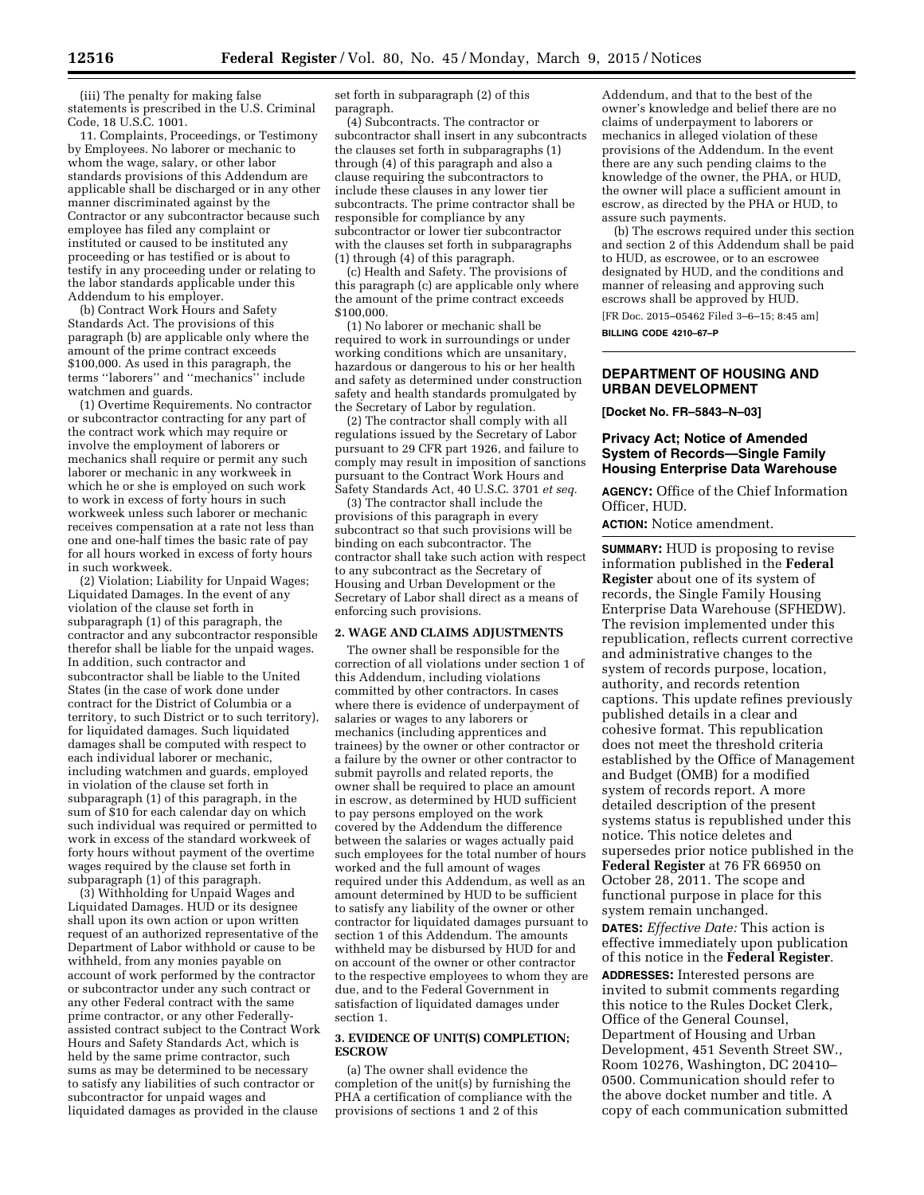(iii) The penalty for making false statements is prescribed in the U.S. Criminal Code, 18 U.S.C. 1001.

11. Complaints, Proceedings, or Testimony by Employees. No laborer or mechanic to whom the wage, salary, or other labor standards provisions of this Addendum are applicable shall be discharged or in any other manner discriminated against by the Contractor or any subcontractor because such employee has filed any complaint or instituted or caused to be instituted any proceeding or has testified or is about to testify in any proceeding under or relating to the labor standards applicable under this Addendum to his employer.

(b) Contract Work Hours and Safety Standards Act. The provisions of this paragraph (b) are applicable only where the amount of the prime contract exceeds $100,000. As used in this paragraph, the terms ''laborers'' and ''mechanics'' include watchmen and guards.

(1) Overtime Requirements. No contractor or subcontractor contracting for any part of the contract work which may require or involve the employment of laborers or mechanics shall require or permit any such laborer or mechanic in any workweek in which he or she is employed on such work to work in excess of forty hours in such workweek unless such laborer or mechanic receives compensation at a rate not less than one and one-half times the basic rate of pay for all hours worked in excess of forty hours in such workweek.

(2) Violation; Liability for Unpaid Wages; Liquidated Damages. In the event of any violation of the clause set forth in subparagraph (1) of this paragraph, the contractor and any subcontractor responsible therefor shall be liable for the unpaid wages. In addition, such contractor and subcontractor shall be liable to the United States (in the case of work done under contract for the District of Columbia or a territory, to such District or to such territory), for liquidated damages. Such liquidated damages shall be computed with respect to each individual laborer or mechanic, including watchmen and guards, employed in violation of the clause set forth in subparagraph (1) of this paragraph, in the sum of $10 for each calendar day on which such individual was required or permitted to work in excess of the standard workweek of forty hours without payment of the overtime wages required by the clause set forth in subparagraph (1) of this paragraph.

(3) Withholding for Unpaid Wages and Liquidated Damages. HUD or its designee shall upon its own action or upon written request of an authorized representative of the Department of Labor withhold or cause to be withheld, from any monies payable on account of work performed by the contractor or subcontractor under any such contract or any other Federal contract with the same prime contractor, or any other Federally-assisted contract subject to the Contract Work Hours and Safety Standards Act, which is held by the same prime contractor, such sums as may be determined to be necessary to satisfy any liabilities of such contractor or subcontractor for unpaid wages and liquidated damages as provided in the clause set forth in subparagraph (2) of this paragraph.

(4) Subcontracts. The contractor or subcontractor shall insert in any subcontracts the clauses set forth in subparagraphs (1) through (4) of this paragraph and also a clause requiring the subcontractors to include these clauses in any lower tier subcontracts. The prime contractor shall be responsible for compliance by any subcontractor or lower tier subcontractor with the clauses set forth in subparagraphs (1) through (4) of this paragraph.

(c) Health and Safety. The provisions of this paragraph (c) are applicable only where the amount of the prime contract exceeds $100,000.

(1) No laborer or mechanic shall be required to work in surroundings or under working conditions which are unsanitary, hazardous or dangerous to his or her health and safety as determined under construction safety and health standards promulgated by the Secretary of Labor by regulation.

(2) The contractor shall comply with all regulations issued by the Secretary of Labor pursuant to 29 CFR part 1926, and failure to comply may result in imposition of sanctions pursuant to the Contract Work Hours and Safety Standards Act, 40 U.S.C. 3701 *et seq.*

(3) The contractor shall include the provisions of this paragraph in every subcontract so that such provisions will be binding on each subcontractor. The contractor shall take such action with respect to any subcontract as the Secretary of Housing and Urban Development or the Secretary of Labor shall direct as a means of enforcing such provisions.

**2. WAGE AND CLAIMS ADJUSTMENTS**

The owner shall be responsible for the correction of all violations under section 1 of this Addendum, including violations committed by other contractors. In cases where there is evidence of underpayment of salaries or wages to any laborers or mechanics (including apprentices and trainees) by the owner or other contractor or a failure by the owner or other contractor to submit payrolls and related reports, the owner shall be required to place an amount in escrow, as determined by HUD sufficient to pay persons employed on the work covered by the Addendum the difference between the salaries or wages actually paid such employees for the total number of hours worked and the full amount of wages required under this Addendum, as well as an amount determined by HUD to be sufficient to satisfy any liability of the owner or other contractor for liquidated damages pursuant to section 1 of this Addendum. The amounts withheld may be disbursed by HUD for and on account of the owner or other contractor to the respective employees to whom they are due, and to the Federal Government in satisfaction of liquidated damages under section 1.

**3. EVIDENCE OF UNIT(S) COMPLETION; ESCROW**

(a) The owner shall evidence the completion of the unit(s) by furnishing the PHA a certification of compliance with the provisions of sections 1 and 2 of this Addendum, and that to the best of the owner's knowledge and belief there are no claims of underpayment to laborers or mechanics in alleged violation of these provisions of the Addendum. In the event there are any such pending claims to the knowledge of the owner, the PHA, or HUD, the owner will place a sufficient amount in escrow, as directed by the PHA or HUD, to assure such payments.

(b) The escrows required under this section and section 2 of this Addendum shall be paid to HUD, as escrowee, or to an escrowee designated by HUD, and the conditions and manner of releasing and approving such escrows shall be approved by HUD.

[FR Doc. 2015–05462 Filed 3–6–15; 8:45 am]

**BILLING CODE 4210–67–P**

## DEPARTMENT OF HOUSING AND URBAN DEVELOPMENT

**[Docket No. FR–5843–N–03]**

### Privacy Act; Notice of Amended System of Records—Single Family Housing Enterprise Data Warehouse

**AGENCY:** Office of the Chief Information Officer, HUD.

**ACTION:** Notice amendment.

**SUMMARY:** HUD is proposing to revise information published in the **Federal Register** about one of its system of records, the Single Family Housing Enterprise Data Warehouse (SFHEDW). The revision implemented under this republication, reflects current corrective and administrative changes to the system of records purpose, location, authority, and records retention captions. This update refines previously published details in a clear and cohesive format. This republication does not meet the threshold criteria established by the Office of Management and Budget (OMB) for a modified system of records report. A more detailed description of the present systems status is republished under this notice. This notice deletes and supersedes prior notice published in the **Federal Register** at 76 FR 66950 on October 28, 2011. The scope and functional purpose in place for this system remain unchanged.

**DATES:** *Effective Date:* This action is effective immediately upon publication of this notice in the **Federal Register**.

**ADDRESSES:** Interested persons are invited to submit comments regarding this notice to the Rules Docket Clerk, Office of the General Counsel, Department of Housing and Urban Development, 451 Seventh Street SW., Room 10276, Washington, DC 20410–0500. Communication should refer to the above docket number and title. A copy of each communication submitted